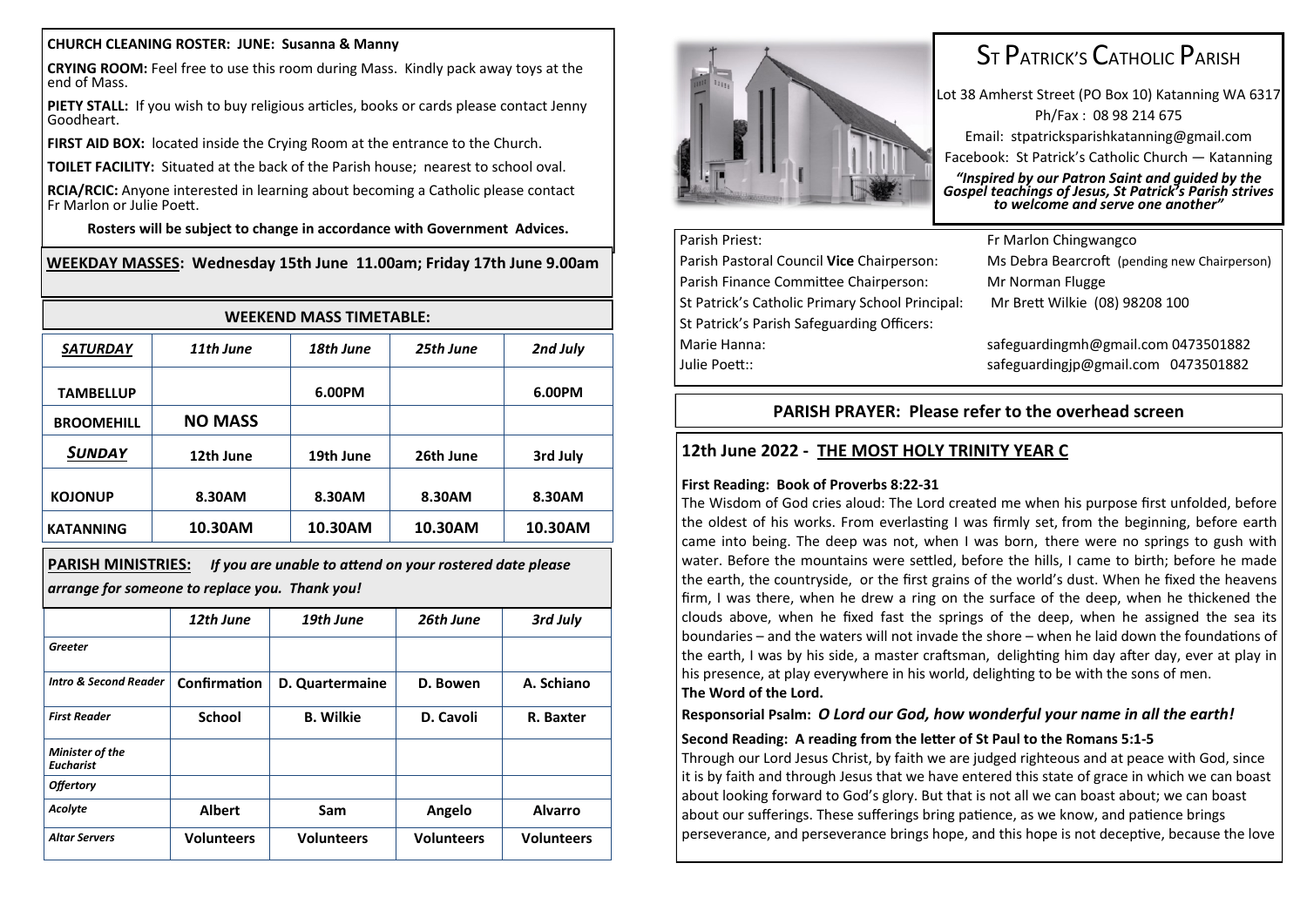**CHURCH CLEANING ROSTER: JUNE: Susanna & Manny**

**CRYING ROOM:** Feel free to use this room during Mass. Kindly pack away toys at the end of Mass.

**PIETY STALL:** If you wish to buy religious articles, books or cards please contact Jenny Goodheart.

**FIRST AID BOX:** located inside the Crying Room at the entrance to the Church.

**TOILET FACILITY:** Situated at the back of the Parish house; nearest to school oval.

**RCIA/RCIC:** Anyone interested in learning about becoming a Catholic please contact Fr Marlon or Julie Poett.

**Rosters will be subject to change in accordance with Government Advices.**

**WEEKDAY MASSES: Wednesday 15th June 11.00am; Friday 17th June 9.00am**

**WEEKEND MASS TIMETABLE:**

| *SATURDAY* | *11th June* | *18th June* | *25th June* | *2nd July* |
|---|---|---|---|---|
| **TAMBELLUP** | | **6.00PM** | | **6.00PM** |
| **BROOMEHILL** | **NO MASS** | | | |
| ***SUNDAY*** | **12th June** | **19th June** | **26th June** | **3rd July** |
| **KOJONUP** | **8.30AM** | **8.30AM** | **8.30AM** | **8.30AM** |
| **KATANNING** | **10.30AM** | **10.30AM** | **10.30AM** | **10.30AM** |

**PARISH MINISTRIES:** *If you are unable to attend on your rostered date please arrange for someone to replace you. Thank you!*

| | *12th June* | *19th June* | *26th June* | *3rd July* |
|---|---|---|---|---|
| *Greeter* | | | | |
| *Intro & Second Reader* | **Confirmation** | **D. Quartermaine** | **D. Bowen** | **A. Schiano** |
| *First Reader* | **School** | **B. Wilkie** | **D. Cavoli** | **R. Baxter** |
| *Minister of the Eucharist* | | | | |
| *Offertory* | | | | |
| *Acolyte* | **Albert** | **Sam** | **Angelo** | **Alvarro** |
| *Altar Servers* | **Volunteers** | **Volunteers** | **Volunteers** | **Volunteers** |

# ST PATRICK'S CATHOLIC PARISH

Lot 38 Amherst Street (PO Box 10) Katanning WA 6317
Ph/Fax : 08 98 214 675
Email: stpatricksparishkatanning@gmail.com
Facebook: St Patrick's Catholic Church — Katanning

***"Inspired by our Patron Saint and guided by the Gospel teachings of Jesus, St Patrick's Parish strives to welcome and serve one another"***

| | |
|---|---|
| Parish Priest: | Fr Marlon Chingwangco |
| Parish Pastoral Council **Vice** Chairperson: | Ms Debra Bearcroft (pending new Chairperson) |
| Parish Finance Committee Chairperson: | Mr Norman Flugge |
| St Patrick's Catholic Primary School Principal: | Mr Brett Wilkie (08) 98208 100 |
| St Patrick's Parish Safeguarding Officers: | |
| Marie Hanna: | safeguardingmh@gmail.com 0473501882 |
| Julie Poett:: | safeguardingjp@gmail.com 0473501882 |

**PARISH PRAYER: Please refer to the overhead screen**

## 12th June 2022 - THE MOST HOLY TRINITY YEAR C

**First Reading: Book of Proverbs 8:22-31**

The Wisdom of God cries aloud: The Lord created me when his purpose first unfolded, before the oldest of his works. From everlasting I was firmly set, from the beginning, before earth came into being. The deep was not, when I was born, there were no springs to gush with water. Before the mountains were settled, before the hills, I came to birth; before he made the earth, the countryside, or the first grains of the world's dust. When he fixed the heavens firm, I was there, when he drew a ring on the surface of the deep, when he thickened the clouds above, when he fixed fast the springs of the deep, when he assigned the sea its boundaries – and the waters will not invade the shore – when he laid down the foundations of the earth, I was by his side, a master craftsman, delighting him day after day, ever at play in his presence, at play everywhere in his world, delighting to be with the sons of men.
**The Word of the Lord.**

**Responsorial Psalm:** ***O Lord our God, how wonderful your name in all the earth!***

**Second Reading: A reading from the letter of St Paul to the Romans 5:1-5**

Through our Lord Jesus Christ, by faith we are judged righteous and at peace with God, since it is by faith and through Jesus that we have entered this state of grace in which we can boast about looking forward to God's glory. But that is not all we can boast about; we can boast about our sufferings. These sufferings bring patience, as we know, and patience brings perseverance, and perseverance brings hope, and this hope is not deceptive, because the love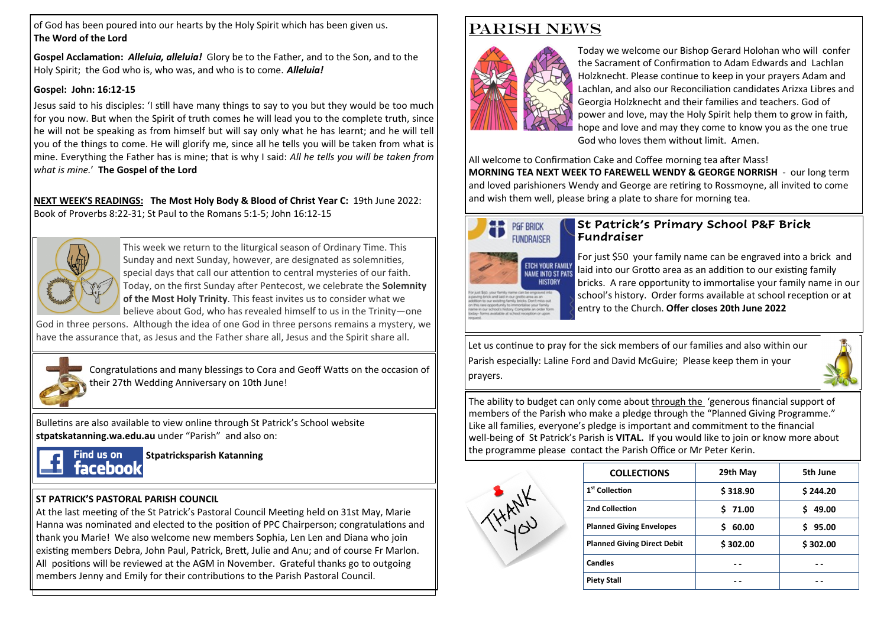of God has been poured into our hearts by the Holy Spirit which has been given us.
**The Word of the Lord**

**Gospel Acclamation:** ***Alleluia, alleluia!*** Glory be to the Father, and to the Son, and to the Holy Spirit; the God who is, who was, and who is to come. ***Alleluia!***

**Gospel: John: 16:12-15**

Jesus said to his disciples: 'I still have many things to say to you but they would be too much for you now. But when the Spirit of truth comes he will lead you to the complete truth, since he will not be speaking as from himself but will say only what he has learnt; and he will tell you of the things to come. He will glorify me, since all he tells you will be taken from what is mine. Everything the Father has is mine; that is why I said: *All he tells you will be taken from what is mine.*' **The Gospel of the Lord**

**NEXT WEEK'S READINGS: The Most Holy Body & Blood of Christ Year C:** 19th June 2022: Book of Proverbs 8:22-31; St Paul to the Romans 5:1-5; John 16:12-15

This week we return to the liturgical season of Ordinary Time. This Sunday and next Sunday, however, are designated as solemnities, special days that call our attention to central mysteries of our faith. Today, on the first Sunday after Pentecost, we celebrate the **Solemnity of the Most Holy Trinity**. This feast invites us to consider what we believe about God, who has revealed himself to us in the Trinity—one God in three persons. Although the idea of one God in three persons remains a mystery, we have the assurance that, as Jesus and the Father share all, Jesus and the Spirit share all.

Congratulations and many blessings to Cora and Geoff Watts on the occasion of their 27th Wedding Anniversary on 10th June!

Bulletins are also available to view online through St Patrick's School website **stpatskatanning.wa.edu.au** under "Parish" and also on:

Find us on facebook **Stpatricksparish Katanning**

**ST PATRICK'S PASTORAL PARISH COUNCIL**

At the last meeting of the St Patrick's Pastoral Council Meeting held on 31st May, Marie Hanna was nominated and elected to the position of PPC Chairperson; congratulations and thank you Marie! We also welcome new members Sophia, Len Len and Diana who join existing members Debra, John Paul, Patrick, Brett, Julie and Anu; and of course Fr Marlon. All positions will be reviewed at the AGM in November. Grateful thanks go to outgoing members Jenny and Emily for their contributions to the Parish Pastoral Council.

# PARISH NEWS

Today we welcome our Bishop Gerard Holohan who will confer the Sacrament of Confirmation to Adam Edwards and Lachlan Holzknecht. Please continue to keep in your prayers Adam and Lachlan, and also our Reconciliation candidates Arizxa Libres and Georgia Holzknecht and their families and teachers. God of power and love, may the Holy Spirit help them to grow in faith, hope and love and may they come to know you as the one true God who loves them without limit. Amen.

All welcome to Confirmation Cake and Coffee morning tea after Mass!
**MORNING TEA NEXT WEEK TO FAREWELL WENDY & GEORGE NORRISH** - our long term and loved parishioners Wendy and George are retiring to Rossmoyne, all invited to come and wish them well, please bring a plate to share for morning tea.

## St Patrick's Primary School P&F Brick Fundraiser

For just $50 your family name can be engraved into a brick and laid into our Grotto area as an addition to our existing family bricks. A rare opportunity to immortalise your family name in our school's history. Order forms available at school reception or at entry to the Church. **Offer closes 20th June 2022**

Let us continue to pray for the sick members of our families and also within our Parish especially: Laline Ford and David McGuire; Please keep them in your prayers.

The ability to budget can only come about through the 'generous financial support of members of the Parish who make a pledge through the "Planned Giving Programme." Like all families, everyone's pledge is important and commitment to the financial well-being of St Patrick's Parish is **VITAL.** If you would like to join or know more about the programme please contact the Parish Office or Mr Peter Kerin.

| COLLECTIONS | 29th May | 5th June |
|---|---|---|
| 1st Collection | $ 318.90 | $ 244.20 |
| 2nd Collection | $ 71.00 | $ 49.00 |
| Planned Giving Envelopes | $ 60.00 | $ 95.00 |
| Planned Giving Direct Debit | $ 302.00 | $ 302.00 |
| Candles | - - | - - |
| Piety Stall | - - | - - |